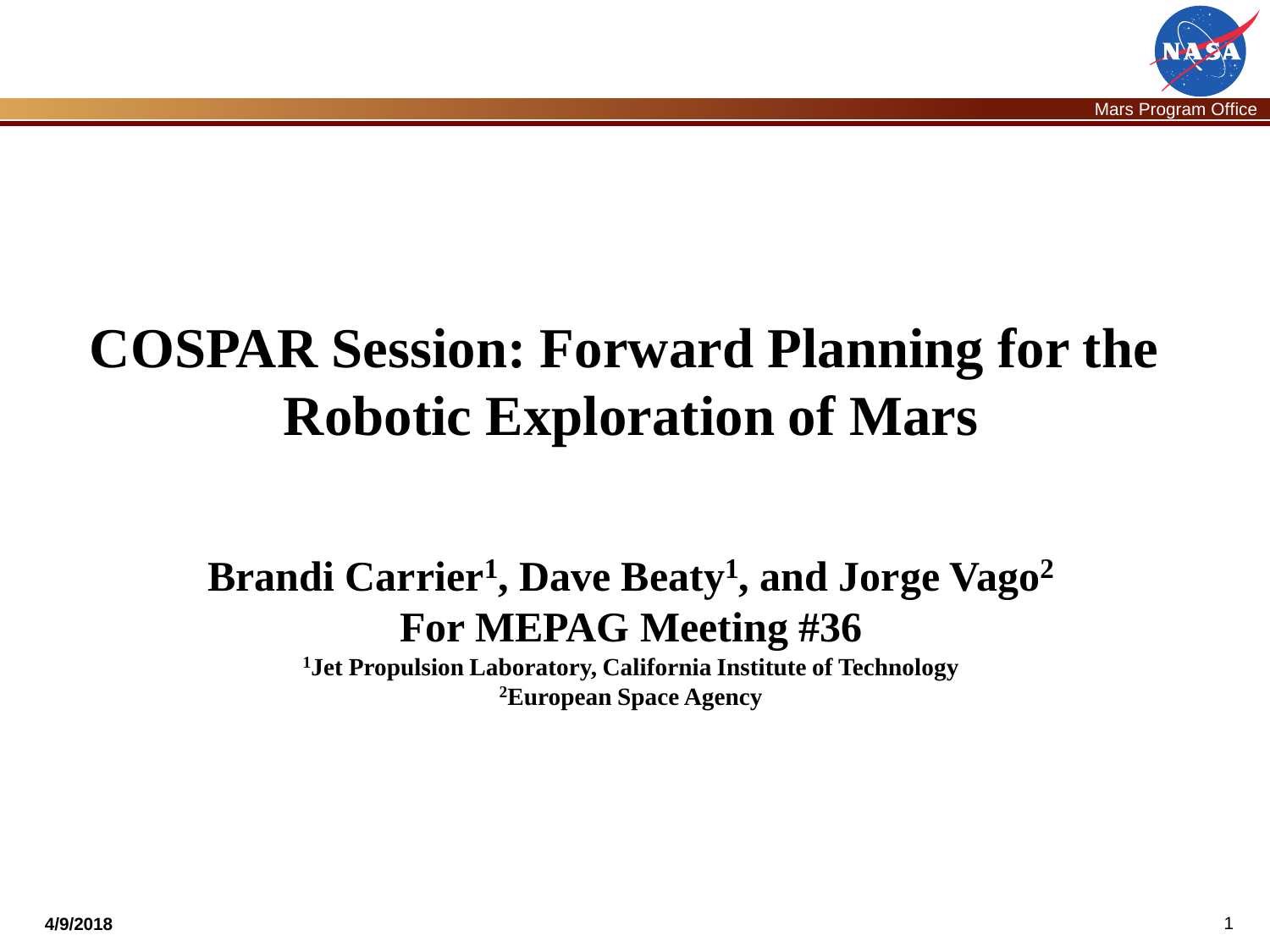# COSPAR Session: Forward Planning for the Robotic Exploration of Mars

**Brandi Carrier[1], Dave Beaty[1], and Jorge Vago[2]**

**For MEPAG Meeting #36**

**[1]Jet Propulsion Laboratory, California Institute of Technology**

**[2]European Space Agency**

**4/9/2018**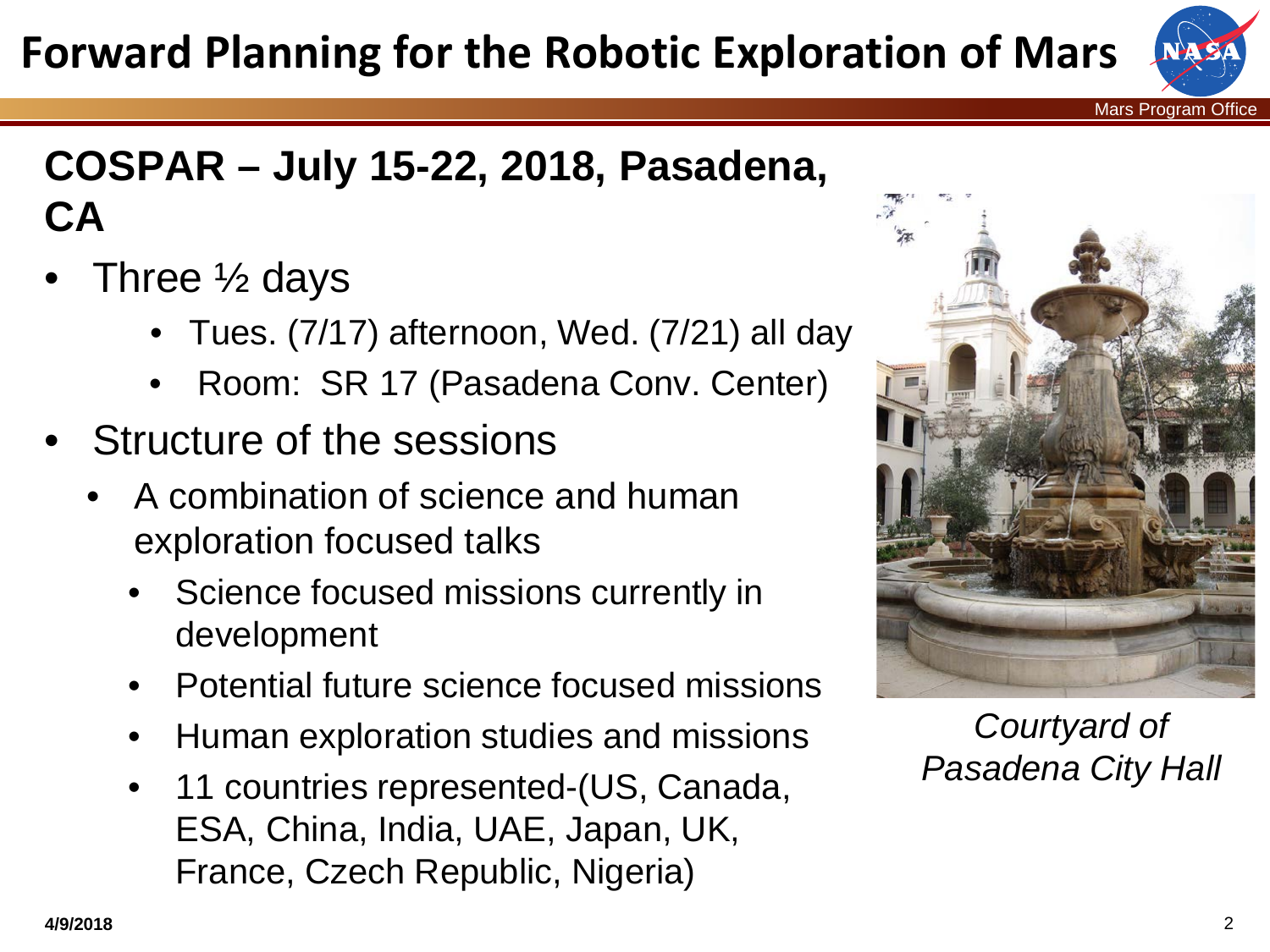# Forward Planning for the Robotic Exploration of Mars

## COSPAR – July 15-22, 2018, Pasadena, CA

- Three ½ days
  - Tues. (7/17) afternoon, Wed. (7/21) all day
  - Room: SR 17 (Pasadena Conv. Center)
- Structure of the sessions
  - A combination of science and human exploration focused talks
    - Science focused missions currently in development
    - Potential future science focused missions
    - Human exploration studies and missions
    - 11 countries represented-(US, Canada, ESA, China, India, UAE, Japan, UK, France, Czech Republic, Nigeria)

*Courtyard of Pasadena City Hall*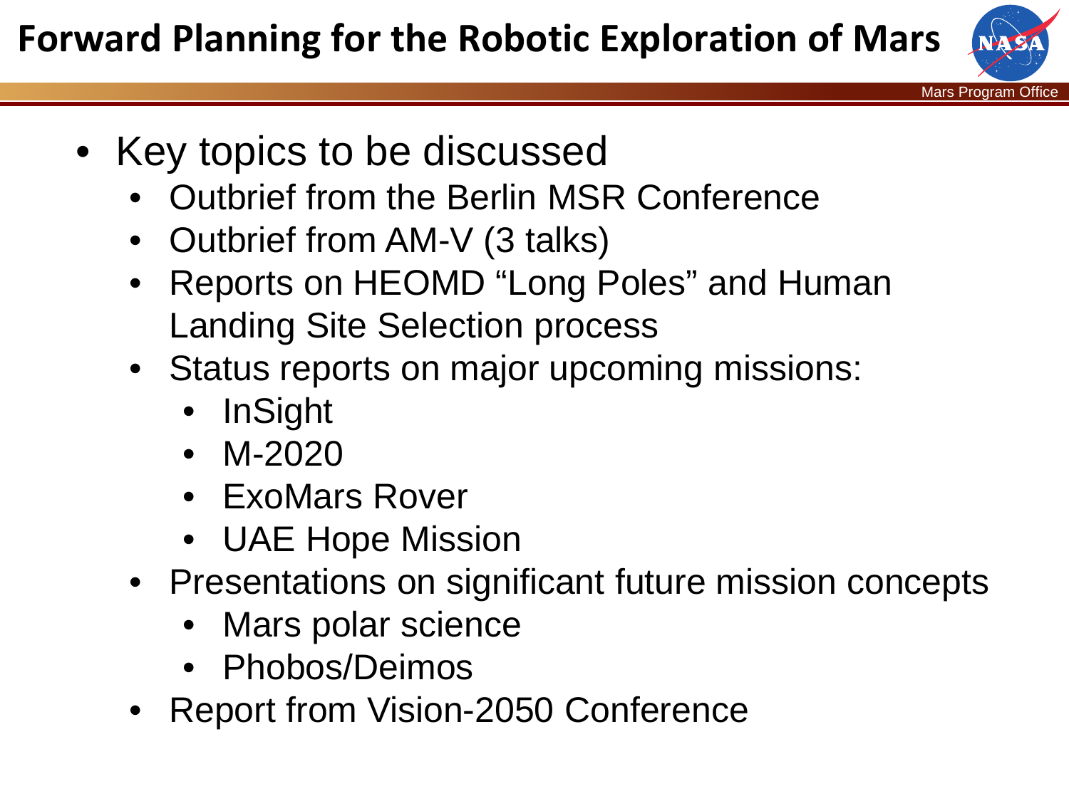# Forward Planning for the Robotic Exploration of Mars

- Key topics to be discussed
  - Outbrief from the Berlin MSR Conference
  - Outbrief from AM-V (3 talks)
  - Reports on HEOMD “Long Poles” and Human Landing Site Selection process
  - Status reports on major upcoming missions:
    - InSight
    - M-2020
    - ExoMars Rover
    - UAE Hope Mission
  - Presentations on significant future mission concepts
    - Mars polar science
    - Phobos/Deimos
  - Report from Vision-2050 Conference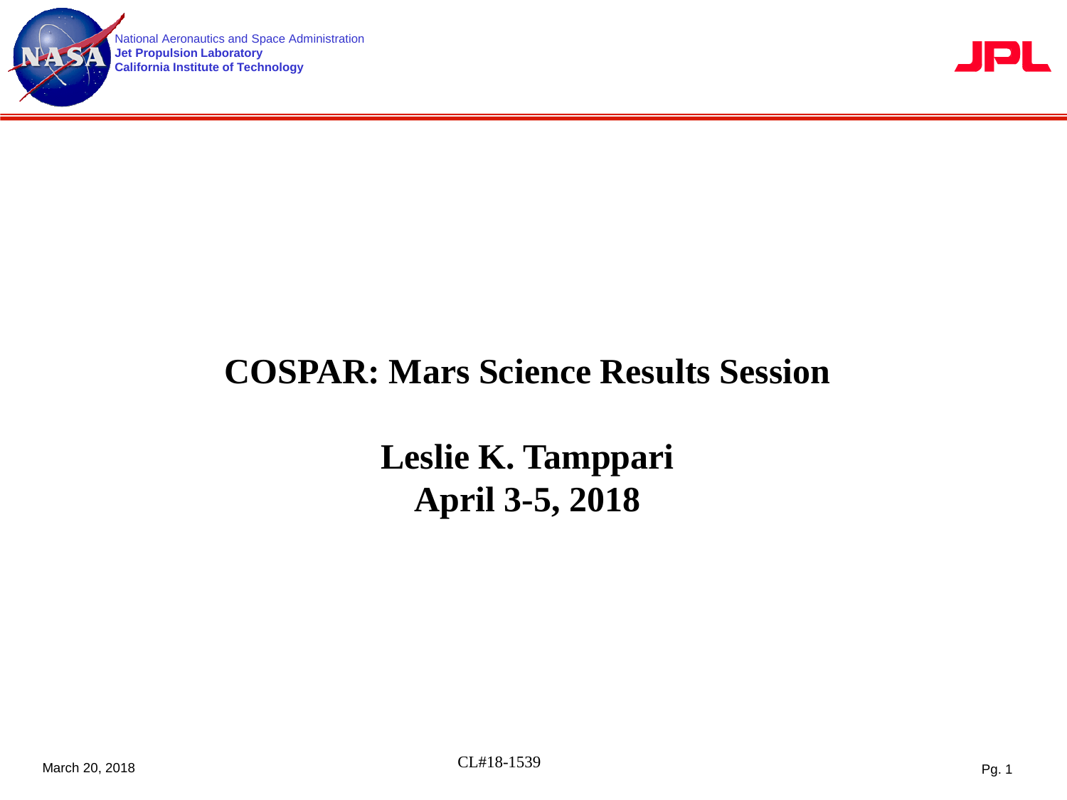# COSPAR: Mars Science Results Session

## Leslie K. Tamppari
## April 3-5, 2018

CL#18-1539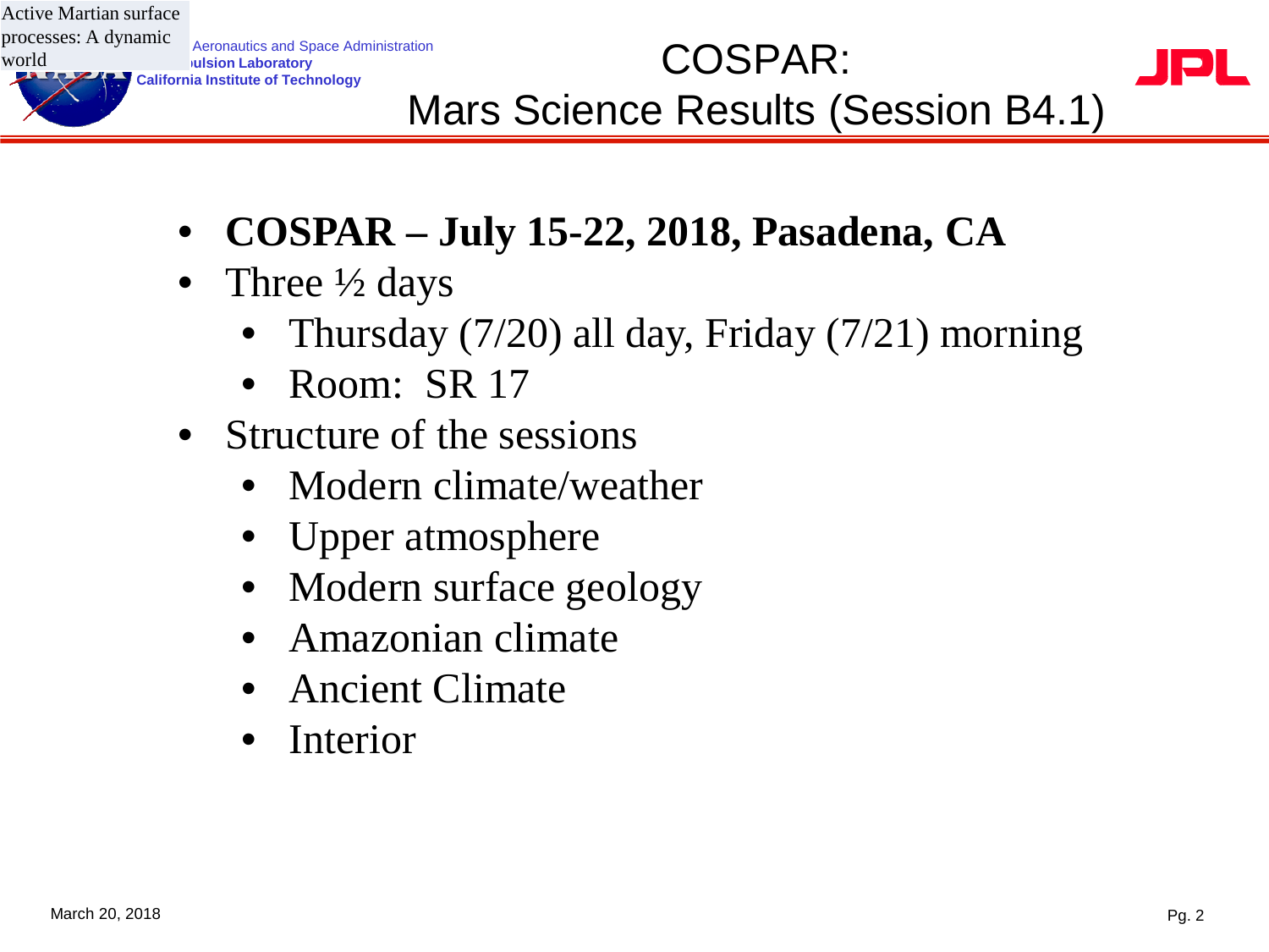# COSPAR: Mars Science Results (Session B4.1)

Active Martian surface processes: A dynamic world

- **COSPAR – July 15-22, 2018, Pasadena, CA**
- Three ½ days
  - Thursday (7/20) all day, Friday (7/21) morning
  - Room: SR 17
- Structure of the sessions
  - Modern climate/weather
  - Upper atmosphere
  - Modern surface geology
  - Amazonian climate
  - Ancient Climate
  - Interior

March 20, 2018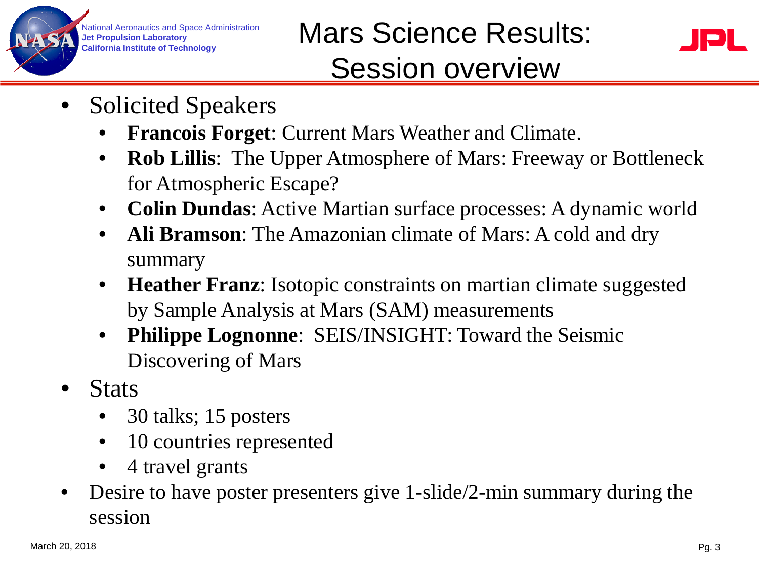# Mars Science Results: Session overview

- Solicited Speakers
  - **Francois Forget**: Current Mars Weather and Climate.
  - **Rob Lillis**: The Upper Atmosphere of Mars: Freeway or Bottleneck for Atmospheric Escape?
  - **Colin Dundas**: Active Martian surface processes: A dynamic world
  - **Ali Bramson**: The Amazonian climate of Mars: A cold and dry summary
  - **Heather Franz**: Isotopic constraints on martian climate suggested by Sample Analysis at Mars (SAM) measurements
  - **Philippe Lognonne**: SEIS/INSIGHT: Toward the Seismic Discovering of Mars
- Stats
  - 30 talks; 15 posters
  - 10 countries represented
  - 4 travel grants
- Desire to have poster presenters give 1-slide/2-min summary during the session